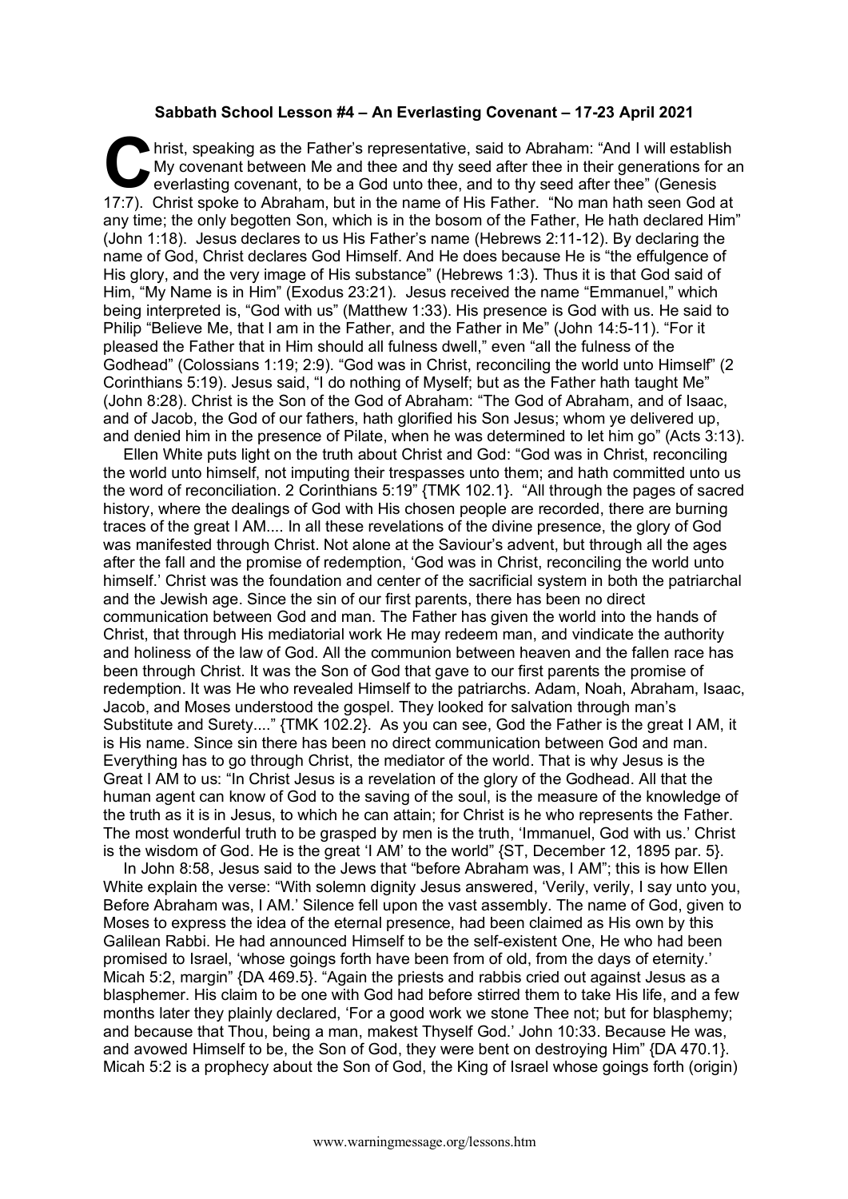**Sabbath School Lesson #4 – An Everlasting Covenant – 17-23 April 2021**

Christ, speaking as the Father's representative, said to Abraham: "And I will establish My covenant between Me and thee and thy seed after thee in their generations for an everlasting covenant, to be a God unto thee, and to thy seed after thee" (Genesis 17:7). Christ spoke to Abraham, but in the name of His Father. "No man hath seen God at any time; the only begotten Son, which is in the bosom of the Father, He hath declared Him" (John 1:18). Jesus declares to us His Father's name (Hebrews 2:11-12). By declaring the name of God, Christ declares God Himself. And He does because He is "the effulgence of His glory, and the very image of His substance" (Hebrews 1:3). Thus it is that God said of Him, "My Name is in Him" (Exodus 23:21). Jesus received the name "Emmanuel," which being interpreted is, "God with us" (Matthew 1:33). His presence is God with us. He said to Philip "Believe Me, that I am in the Father, and the Father in Me" (John 14:5-11). "For it pleased the Father that in Him should all fulness dwell," even "all the fulness of the Godhead" (Colossians 1:19; 2:9). "God was in Christ, reconciling the world unto Himself" (2 Corinthians 5:19). Jesus said, "I do nothing of Myself; but as the Father hath taught Me" (John 8:28). Christ is the Son of the God of Abraham: "The God of Abraham, and of Isaac, and of Jacob, the God of our fathers, hath glorified his Son Jesus; whom ye delivered up, and denied him in the presence of Pilate, when he was determined to let him go" (Acts 3:13).

Ellen White puts light on the truth about Christ and God: "God was in Christ, reconciling the world unto himself, not imputing their trespasses unto them; and hath committed unto us the word of reconciliation. 2 Corinthians 5:19" {TMK 102.1}. "All through the pages of sacred history, where the dealings of God with His chosen people are recorded, there are burning traces of the great I AM.... In all these revelations of the divine presence, the glory of God was manifested through Christ. Not alone at the Saviour's advent, but through all the ages after the fall and the promise of redemption, 'God was in Christ, reconciling the world unto himself.' Christ was the foundation and center of the sacrificial system in both the patriarchal and the Jewish age. Since the sin of our first parents, there has been no direct communication between God and man. The Father has given the world into the hands of Christ, that through His mediatorial work He may redeem man, and vindicate the authority and holiness of the law of God. All the communion between heaven and the fallen race has been through Christ. It was the Son of God that gave to our first parents the promise of redemption. It was He who revealed Himself to the patriarchs. Adam, Noah, Abraham, Isaac, Jacob, and Moses understood the gospel. They looked for salvation through man's Substitute and Surety...." {TMK 102.2}. As you can see, God the Father is the great I AM, it is His name. Since sin there has been no direct communication between God and man. Everything has to go through Christ, the mediator of the world. That is why Jesus is the Great I AM to us: "In Christ Jesus is a revelation of the glory of the Godhead. All that the human agent can know of God to the saving of the soul, is the measure of the knowledge of the truth as it is in Jesus, to which he can attain; for Christ is he who represents the Father. The most wonderful truth to be grasped by men is the truth, 'Immanuel, God with us.' Christ is the wisdom of God. He is the great 'I AM' to the world" {ST, December 12, 1895 par. 5}.

In John 8:58, Jesus said to the Jews that "before Abraham was, I AM"; this is how Ellen White explain the verse: "With solemn dignity Jesus answered, 'Verily, verily, I say unto you, Before Abraham was, I AM.' Silence fell upon the vast assembly. The name of God, given to Moses to express the idea of the eternal presence, had been claimed as His own by this Galilean Rabbi. He had announced Himself to be the self-existent One, He who had been promised to Israel, 'whose goings forth have been from of old, from the days of eternity.' Micah 5:2, margin" {DA 469.5}. "Again the priests and rabbis cried out against Jesus as a blasphemer. His claim to be one with God had before stirred them to take His life, and a few months later they plainly declared, 'For a good work we stone Thee not; but for blasphemy; and because that Thou, being a man, makest Thyself God.' John 10:33. Because He was, and avowed Himself to be, the Son of God, they were bent on destroying Him" {DA 470.1}. Micah 5:2 is a prophecy about the Son of God, the King of Israel whose goings forth (origin)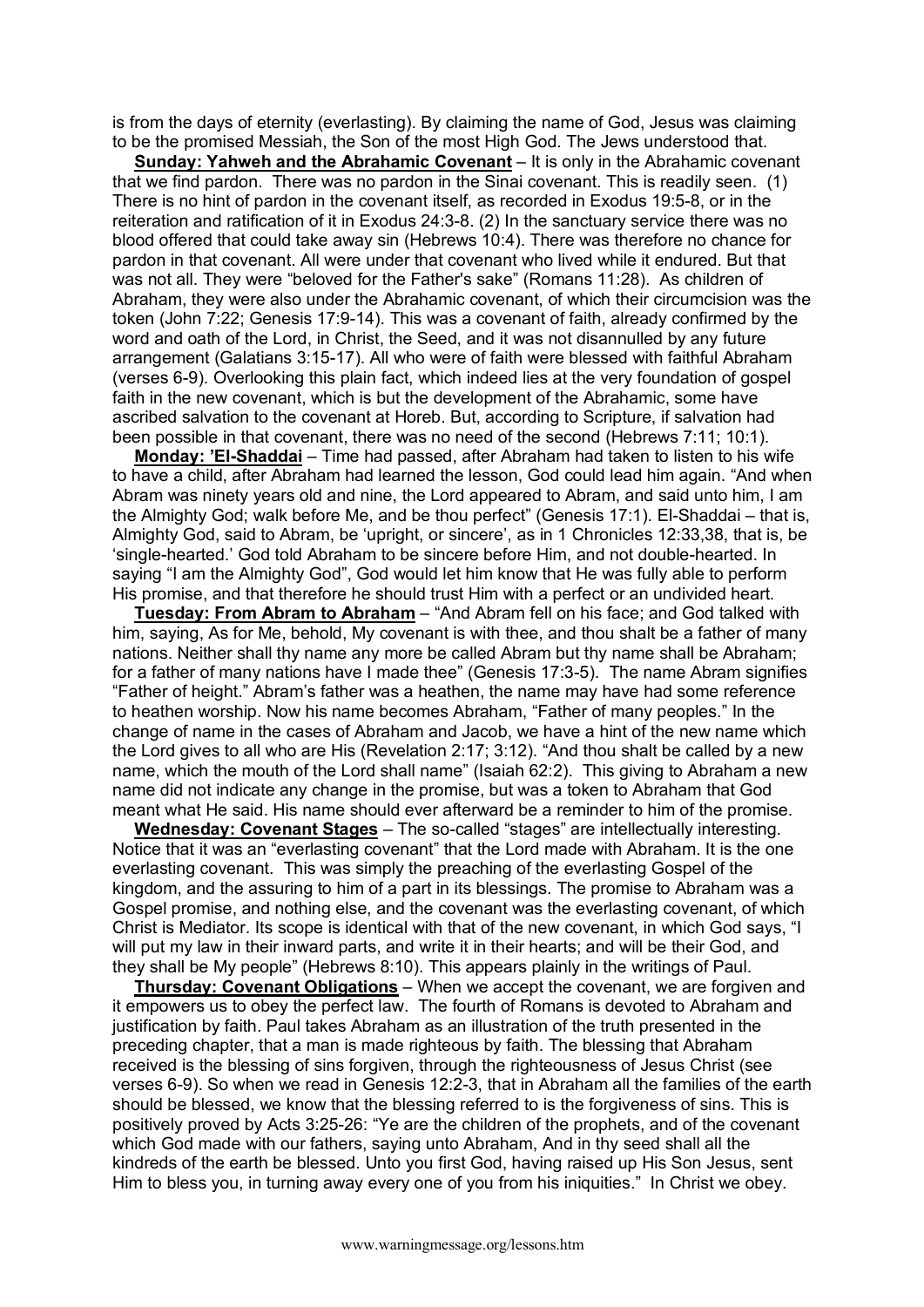is from the days of eternity (everlasting). By claiming the name of God, Jesus was claiming to be the promised Messiah, the Son of the most High God. The Jews understood that.

**Sunday: Yahweh and the Abrahamic Covenant** – It is only in the Abrahamic covenant that we find pardon. There was no pardon in the Sinai covenant. This is readily seen. (1) There is no hint of pardon in the covenant itself, as recorded in Exodus 19:5-8, or in the reiteration and ratification of it in Exodus 24:3-8. (2) In the sanctuary service there was no blood offered that could take away sin (Hebrews 10:4). There was therefore no chance for pardon in that covenant. All were under that covenant who lived while it endured. But that was not all. They were "beloved for the Father's sake" (Romans 11:28). As children of Abraham, they were also under the Abrahamic covenant, of which their circumcision was the token (John 7:22; Genesis 17:9-14). This was a covenant of faith, already confirmed by the word and oath of the Lord, in Christ, the Seed, and it was not disannulled by any future arrangement (Galatians 3:15-17). All who were of faith were blessed with faithful Abraham (verses 6-9). Overlooking this plain fact, which indeed lies at the very foundation of gospel faith in the new covenant, which is but the development of the Abrahamic, some have ascribed salvation to the covenant at Horeb. But, according to Scripture, if salvation had been possible in that covenant, there was no need of the second (Hebrews 7:11; 10:1).

**Monday: 'El-Shaddai** – Time had passed, after Abraham had taken to listen to his wife to have a child, after Abraham had learned the lesson, God could lead him again. "And when Abram was ninety years old and nine, the Lord appeared to Abram, and said unto him, I am the Almighty God; walk before Me, and be thou perfect" (Genesis 17:1). El-Shaddai – that is, Almighty God, said to Abram, be 'upright, or sincere', as in 1 Chronicles 12:33,38, that is, be 'single-hearted.' God told Abraham to be sincere before Him, and not double-hearted. In saying "I am the Almighty God", God would let him know that He was fully able to perform His promise, and that therefore he should trust Him with a perfect or an undivided heart.

**Tuesday: From Abram to Abraham** – "And Abram fell on his face; and God talked with him, saying, As for Me, behold, My covenant is with thee, and thou shalt be a father of many nations. Neither shall thy name any more be called Abram but thy name shall be Abraham; for a father of many nations have I made thee" (Genesis 17:3-5). The name Abram signifies "Father of height." Abram's father was a heathen, the name may have had some reference to heathen worship. Now his name becomes Abraham, "Father of many peoples." In the change of name in the cases of Abraham and Jacob, we have a hint of the new name which the Lord gives to all who are His (Revelation 2:17; 3:12). "And thou shalt be called by a new name, which the mouth of the Lord shall name" (Isaiah 62:2). This giving to Abraham a new name did not indicate any change in the promise, but was a token to Abraham that God meant what He said. His name should ever afterward be a reminder to him of the promise.

**Wednesday: Covenant Stages** – The so-called "stages" are intellectually interesting. Notice that it was an "everlasting covenant" that the Lord made with Abraham. It is the one everlasting covenant. This was simply the preaching of the everlasting Gospel of the kingdom, and the assuring to him of a part in its blessings. The promise to Abraham was a Gospel promise, and nothing else, and the covenant was the everlasting covenant, of which Christ is Mediator. Its scope is identical with that of the new covenant, in which God says, "I will put my law in their inward parts, and write it in their hearts; and will be their God, and they shall be My people" (Hebrews 8:10). This appears plainly in the writings of Paul.

**Thursday: Covenant Obligations** – When we accept the covenant, we are forgiven and it empowers us to obey the perfect law. The fourth of Romans is devoted to Abraham and justification by faith. Paul takes Abraham as an illustration of the truth presented in the preceding chapter, that a man is made righteous by faith. The blessing that Abraham received is the blessing of sins forgiven, through the righteousness of Jesus Christ (see verses 6-9). So when we read in Genesis 12:2-3, that in Abraham all the families of the earth should be blessed, we know that the blessing referred to is the forgiveness of sins. This is positively proved by Acts 3:25-26: "Ye are the children of the prophets, and of the covenant which God made with our fathers, saying unto Abraham, And in thy seed shall all the kindreds of the earth be blessed. Unto you first God, having raised up His Son Jesus, sent Him to bless you, in turning away every one of you from his iniquities." In Christ we obey.